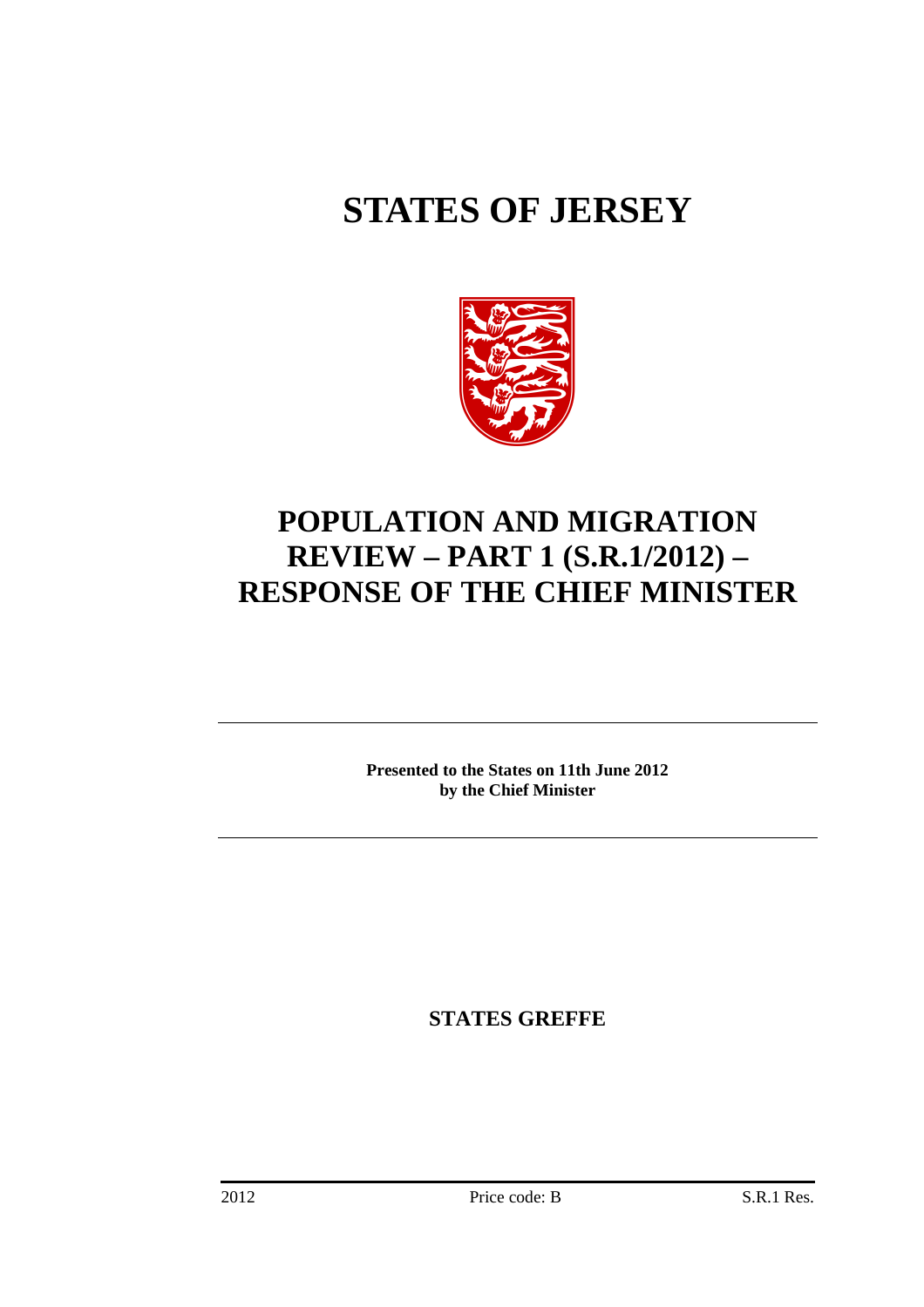# STATES OF JERSEY

# POPULATION AND MIGRATION REVIEW – PART 1 (S.R.1/2012) – RESPONSE OF THE CHIEF MINISTER

**Presented to the States on 11th June 2012 by the Chief Minister**

**STATES GREFFE**

2012 Price code: B S.R.1 Res.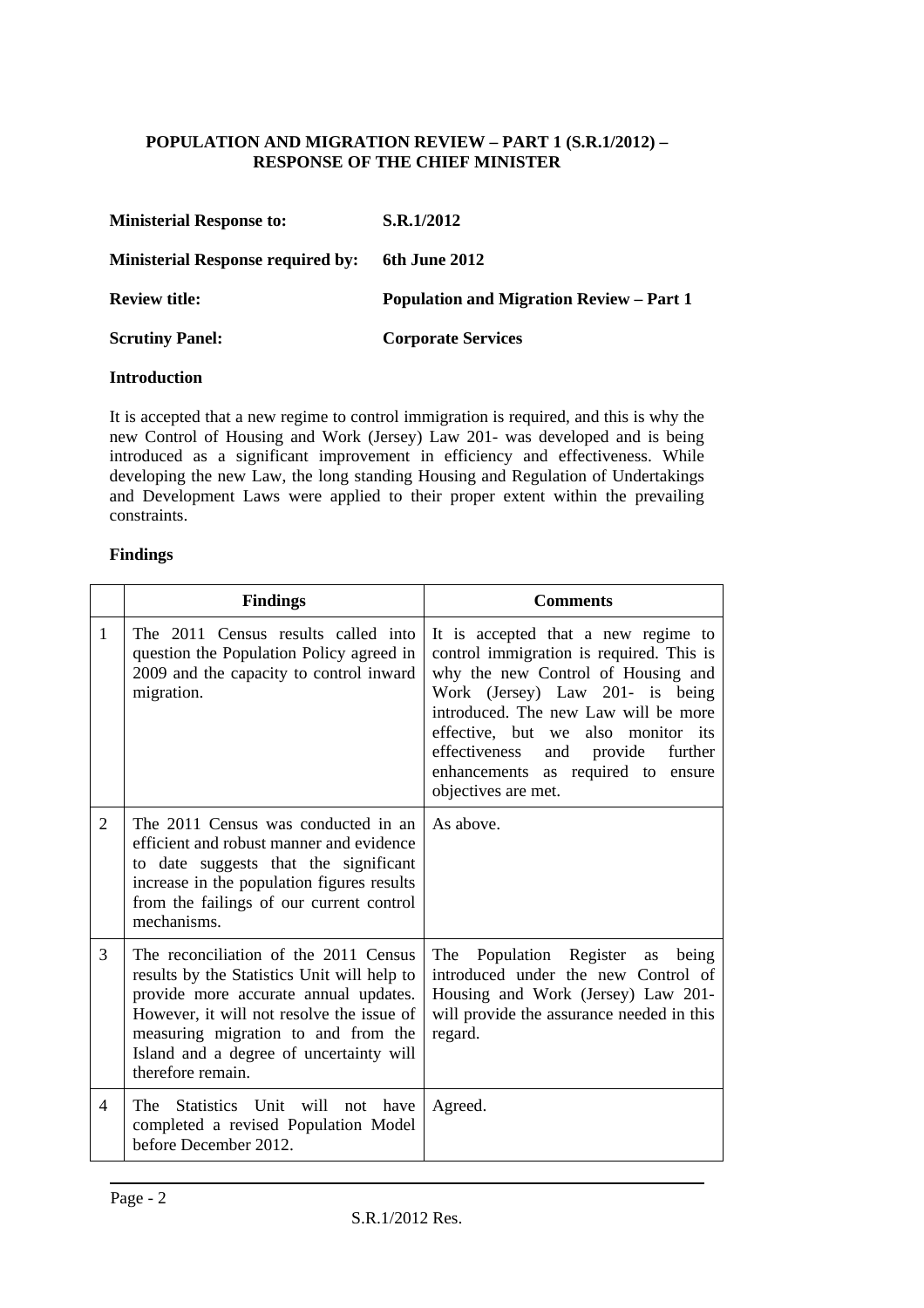**POPULATION AND MIGRATION REVIEW – PART 1 (S.R.1/2012) – RESPONSE OF THE CHIEF MINISTER**

| | |
|---|---|
| **Ministerial Response to:** | **S.R.1/2012** |
| **Ministerial Response required by:** | **6th June 2012** |
| **Review title:** | **Population and Migration Review – Part 1** |
| **Scrutiny Panel:** | **Corporate Services** |

**Introduction**

It is accepted that a new regime to control immigration is required, and this is why the new Control of Housing and Work (Jersey) Law 201- was developed and is being introduced as a significant improvement in efficiency and effectiveness. While developing the new Law, the long standing Housing and Regulation of Undertakings and Development Laws were applied to their proper extent within the prevailing constraints.

**Findings**

| | **Findings** | **Comments** |
|---|---|---|
| 1 | The 2011 Census results called into question the Population Policy agreed in 2009 and the capacity to control inward migration. | It is accepted that a new regime to control immigration is required. This is why the new Control of Housing and Work (Jersey) Law 201- is being introduced. The new Law will be more effective, but we also monitor its effectiveness and provide further enhancements as required to ensure objectives are met. |
| 2 | The 2011 Census was conducted in an efficient and robust manner and evidence to date suggests that the significant increase in the population figures results from the failings of our current control mechanisms. | As above. |
| 3 | The reconciliation of the 2011 Census results by the Statistics Unit will help to provide more accurate annual updates. However, it will not resolve the issue of measuring migration to and from the Island and a degree of uncertainty will therefore remain. | The Population Register as being introduced under the new Control of Housing and Work (Jersey) Law 201- will provide the assurance needed in this regard. |
| 4 | The Statistics Unit will not have completed a revised Population Model before December 2012. | Agreed. |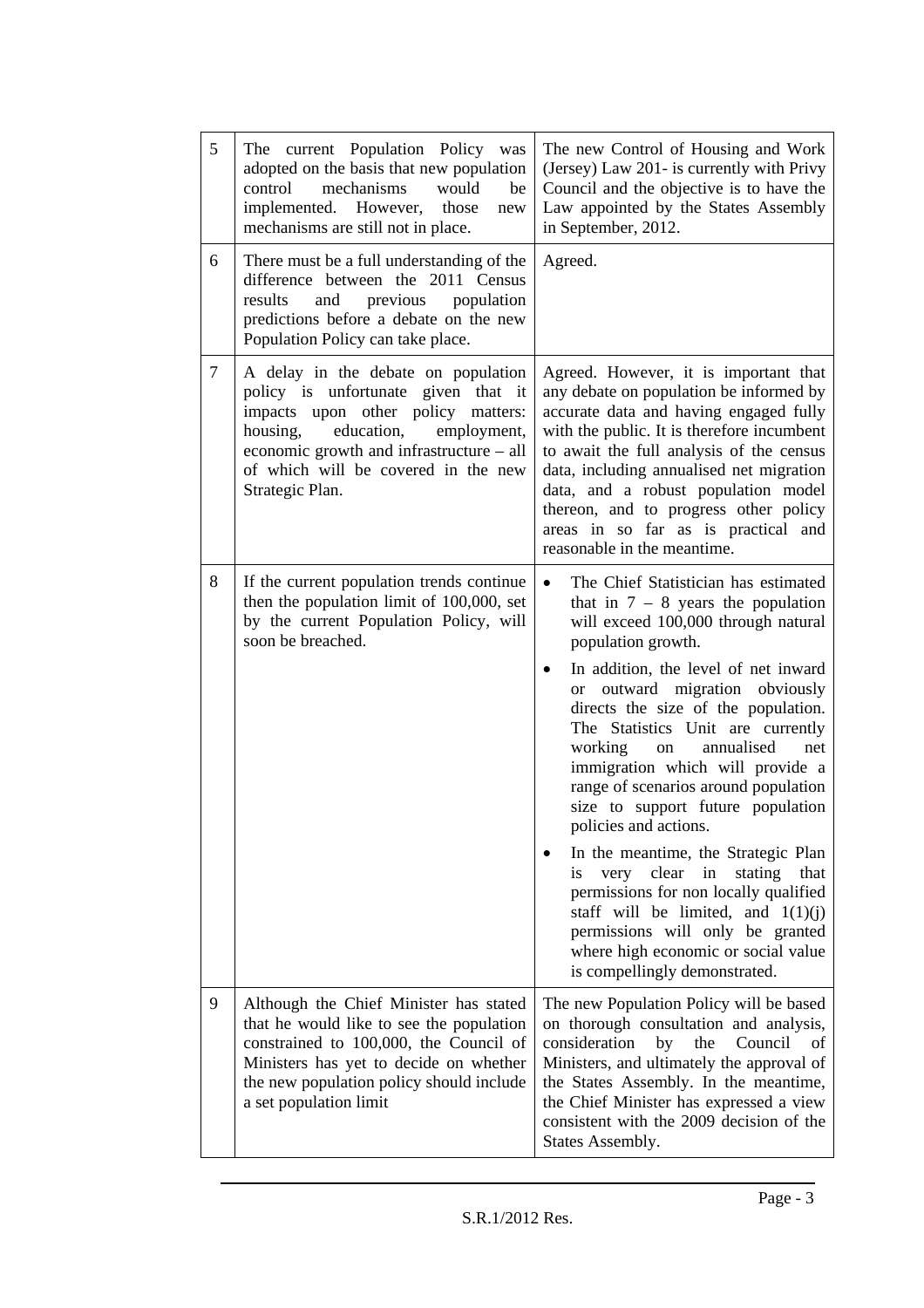| | | |
|---|---|---|
| 5 | The current Population Policy was adopted on the basis that new population control mechanisms would be implemented. However, those new mechanisms are still not in place. | The new Control of Housing and Work (Jersey) Law 201- is currently with Privy Council and the objective is to have the Law appointed by the States Assembly in September, 2012. |
| 6 | There must be a full understanding of the difference between the 2011 Census results and previous population predictions before a debate on the new Population Policy can take place. | Agreed. |
| 7 | A delay in the debate on population policy is unfortunate given that it impacts upon other policy matters: housing, education, employment, economic growth and infrastructure – all of which will be covered in the new Strategic Plan. | Agreed. However, it is important that any debate on population be informed by accurate data and having engaged fully with the public. It is therefore incumbent to await the full analysis of the census data, including annualised net migration data, and a robust population model thereon, and to progress other policy areas in so far as is practical and reasonable in the meantime. |
| 8 | If the current population trends continue then the population limit of 100,000, set by the current Population Policy, will soon be breached. | • The Chief Statistician has estimated that in 7 – 8 years the population will exceed 100,000 through natural population growth.<br>• In addition, the level of net inward or outward migration obviously directs the size of the population. The Statistics Unit are currently working on annualised net immigration which will provide a range of scenarios around population size to support future population policies and actions.<br>• In the meantime, the Strategic Plan is very clear in stating that permissions for non locally qualified staff will be limited, and 1(1)(j) permissions will only be granted where high economic or social value is compellingly demonstrated. |
| 9 | Although the Chief Minister has stated that he would like to see the population constrained to 100,000, the Council of Ministers has yet to decide on whether the new population policy should include a set population limit | The new Population Policy will be based on thorough consultation and analysis, consideration by the Council of Ministers, and ultimately the approval of the States Assembly. In the meantime, the Chief Minister has expressed a view consistent with the 2009 decision of the States Assembly. |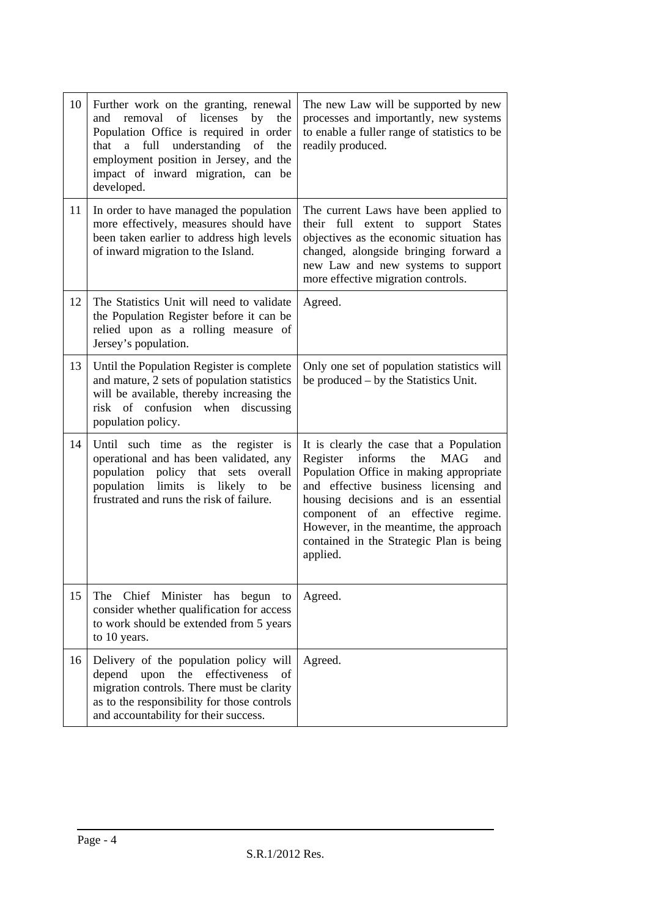| | | |
|---|---|---|
| 10 | Further work on the granting, renewal and removal of licenses by the Population Office is required in order that a full understanding of the employment position in Jersey, and the impact of inward migration, can be developed. | The new Law will be supported by new processes and importantly, new systems to enable a fuller range of statistics to be readily produced. |
| 11 | In order to have managed the population more effectively, measures should have been taken earlier to address high levels of inward migration to the Island. | The current Laws have been applied to their full extent to support States objectives as the economic situation has changed, alongside bringing forward a new Law and new systems to support more effective migration controls. |
| 12 | The Statistics Unit will need to validate the Population Register before it can be relied upon as a rolling measure of Jersey's population. | Agreed. |
| 13 | Until the Population Register is complete and mature, 2 sets of population statistics will be available, thereby increasing the risk of confusion when discussing population policy. | Only one set of population statistics will be produced – by the Statistics Unit. |
| 14 | Until such time as the register is operational and has been validated, any population policy that sets overall population limits is likely to be frustrated and runs the risk of failure. | It is clearly the case that a Population Register informs the MAG and Population Office in making appropriate and effective business licensing and housing decisions and is an essential component of an effective regime. However, in the meantime, the approach contained in the Strategic Plan is being applied. |
| 15 | The Chief Minister has begun to consider whether qualification for access to work should be extended from 5 years to 10 years. | Agreed. |
| 16 | Delivery of the population policy will depend upon the effectiveness of migration controls. There must be clarity as to the responsibility for those controls and accountability for their success. | Agreed. |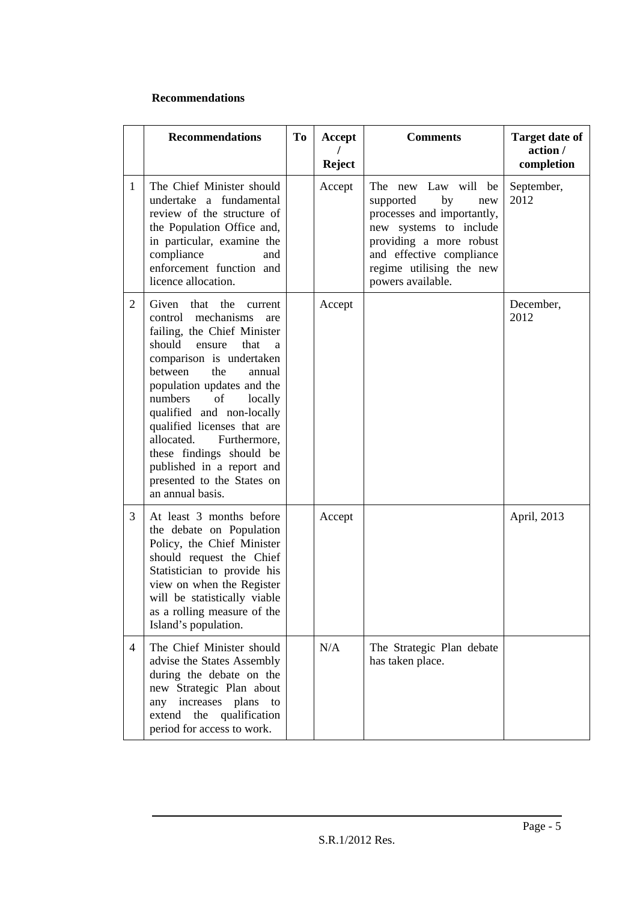**Recommendations**

| | Recommendations | To | Accept / Reject | Comments | Target date of action / completion |
|---|---|---|---|---|---|
| 1 | The Chief Minister should undertake a fundamental review of the structure of the Population Office and, in particular, examine the compliance and enforcement function and licence allocation. | | Accept | The new Law will be supported by new processes and importantly, new systems to include providing a more robust and effective compliance regime utilising the new powers available. | September, 2012 |
| 2 | Given that the current control mechanisms are failing, the Chief Minister should ensure that a comparison is undertaken between the annual population updates and the numbers of locally qualified and non-locally qualified licenses that are allocated. Furthermore, these findings should be published in a report and presented to the States on an annual basis. | | Accept | | December, 2012 |
| 3 | At least 3 months before the debate on Population Policy, the Chief Minister should request the Chief Statistician to provide his view on when the Register will be statistically viable as a rolling measure of the Island's population. | | Accept | | April, 2013 |
| 4 | The Chief Minister should advise the States Assembly during the debate on the new Strategic Plan about any increases plans to extend the qualification period for access to work. | | N/A | The Strategic Plan debate has taken place. | |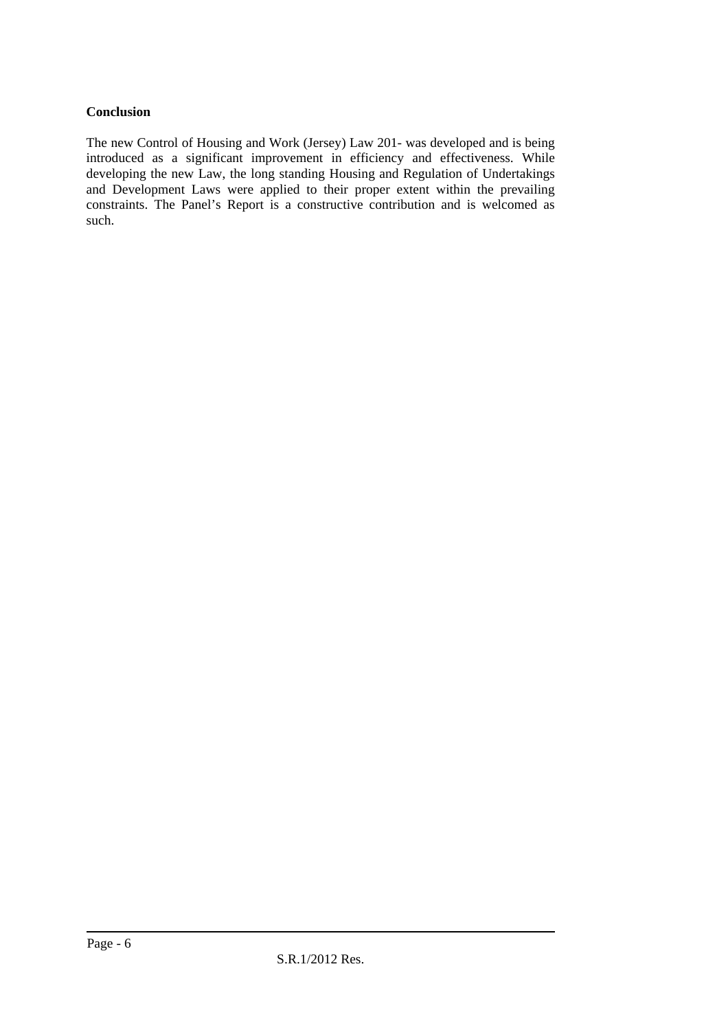**Conclusion**

The new Control of Housing and Work (Jersey) Law 201- was developed and is being introduced as a significant improvement in efficiency and effectiveness. While developing the new Law, the long standing Housing and Regulation of Undertakings and Development Laws were applied to their proper extent within the prevailing constraints. The Panel's Report is a constructive contribution and is welcomed as such.